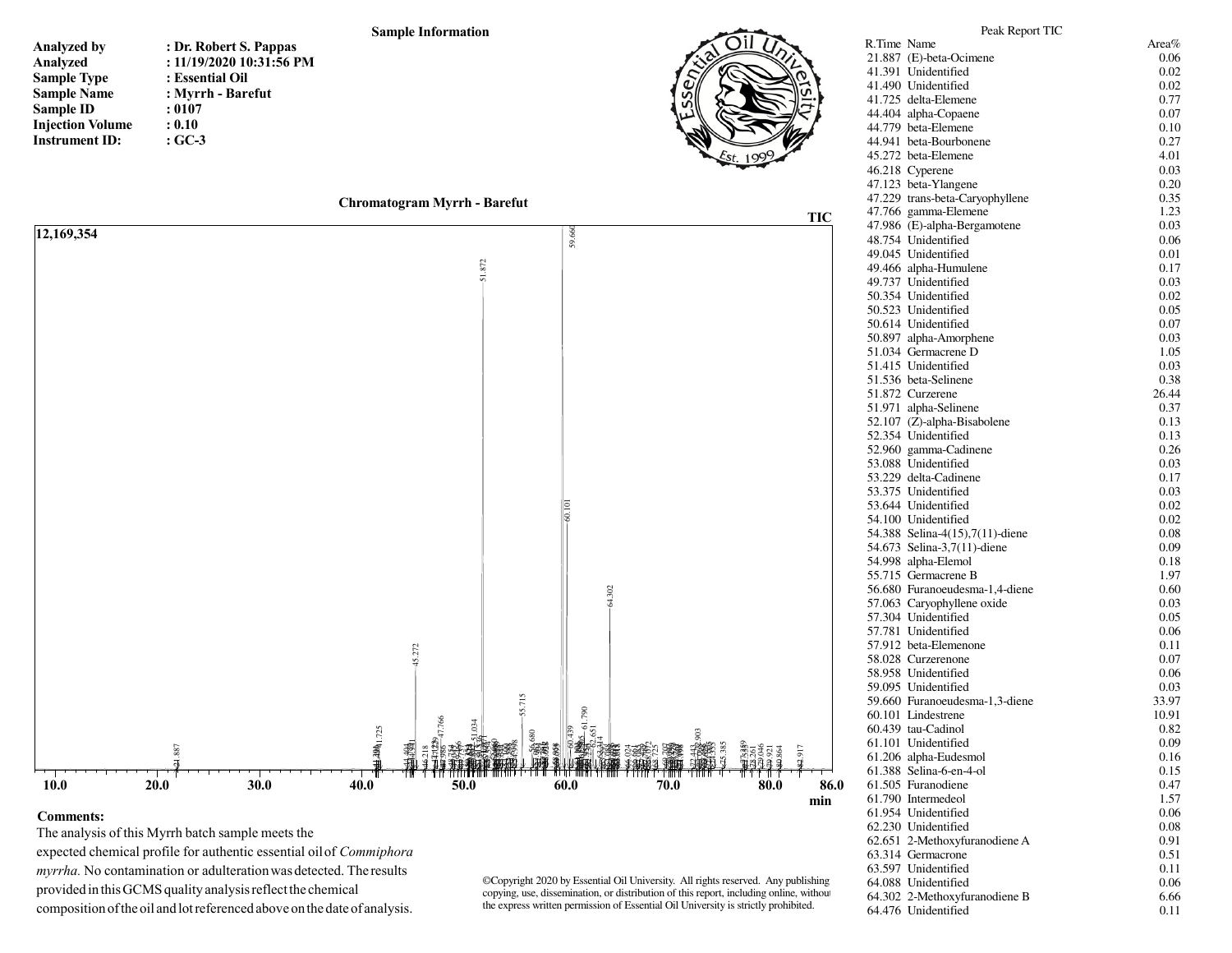## Sample Information

**Analyzed by** : **Dr. Robert S. Pappas**
**Analyzed** : **11/19/2020 10:31:56 PM**
**Sample Type** : **Essential Oil**
**Sample Name** : **Myrrh - Barefut**
**Sample ID** : **0107**
**Injection Volume** : **0.10**
**Instrument ID:** : **GC-3**

Essential Oil University Est. 1999

### Chromatogram Myrrh - Barefut

**Comments:**

The analysis of this Myrrh batch sample meets the expected chemical profile for authentic essential oil of *Commiphora myrrha.* No contamination or adulteration was detected. The results provided in this GCMS quality analysis reflect the chemical composition of the oil and lot referenced above on the date of analysis.

©Copyright 2020 by Essential Oil University. All rights reserved. Any publishing copying, use, dissemination, or distribution of this report, including online, without the express written permission of Essential Oil University is strictly prohibited.

### Peak Report TIC

| R.Time | Name | Area% |
|---|---|---|
| 21.887 | (E)-beta-Ocimene | 0.06 |
| 41.391 | Unidentified | 0.02 |
| 41.490 | Unidentified | 0.02 |
| 41.725 | delta-Elemene | 0.77 |
| 44.404 | alpha-Copaene | 0.07 |
| 44.779 | beta-Elemene | 0.10 |
| 44.941 | beta-Bourbonene | 0.27 |
| 45.272 | beta-Elemene | 4.01 |
| 46.218 | Cyperene | 0.03 |
| 47.123 | beta-Ylangene | 0.20 |
| 47.229 | trans-beta-Caryophyllene | 0.35 |
| 47.766 | gamma-Elemene | 1.23 |
| 47.986 | (E)-alpha-Bergamotene | 0.03 |
| 48.754 | Unidentified | 0.06 |
| 49.045 | Unidentified | 0.01 |
| 49.466 | alpha-Humulene | 0.17 |
| 49.737 | Unidentified | 0.03 |
| 50.354 | Unidentified | 0.02 |
| 50.523 | Unidentified | 0.05 |
| 50.614 | Unidentified | 0.07 |
| 50.897 | alpha-Amorphene | 0.03 |
| 51.034 | Germacrene D | 1.05 |
| 51.415 | Unidentified | 0.03 |
| 51.536 | beta-Selinene | 0.38 |
| 51.872 | Curzerene | 26.44 |
| 51.971 | alpha-Selinene | 0.37 |
| 52.107 | (Z)-alpha-Bisabolene | 0.13 |
| 52.354 | Unidentified | 0.13 |
| 52.960 | gamma-Cadinene | 0.26 |
| 53.088 | Unidentified | 0.03 |
| 53.229 | delta-Cadinene | 0.17 |
| 53.375 | Unidentified | 0.03 |
| 53.644 | Unidentified | 0.02 |
| 54.100 | Unidentified | 0.02 |
| 54.388 | Selina-4(15),7(11)-diene | 0.08 |
| 54.673 | Selina-3,7(11)-diene | 0.09 |
| 54.998 | alpha-Elemol | 0.18 |
| 55.715 | Germacrene B | 1.97 |
| 56.680 | Furanoeudesma-1,4-diene | 0.60 |
| 57.063 | Caryophyllene oxide | 0.03 |
| 57.304 | Unidentified | 0.05 |
| 57.781 | Unidentified | 0.06 |
| 57.912 | beta-Elemenone | 0.11 |
| 58.028 | Curzerenone | 0.07 |
| 58.958 | Unidentified | 0.06 |
| 59.095 | Unidentified | 0.03 |
| 59.660 | Furanoeudesma-1,3-diene | 33.97 |
| 60.101 | Lindestrene | 10.91 |
| 60.439 | tau-Cadinol | 0.82 |
| 61.101 | Unidentified | 0.09 |
| 61.206 | alpha-Eudesmol | 0.16 |
| 61.388 | Selina-6-en-4-ol | 0.15 |
| 61.505 | Furanodiene | 0.47 |
| 61.790 | Intermedeol | 1.57 |
| 61.954 | Unidentified | 0.06 |
| 62.230 | Unidentified | 0.08 |
| 62.651 | 2-Methoxyfuranodiene A | 0.91 |
| 63.314 | Germacrone | 0.51 |
| 63.597 | Unidentified | 0.11 |
| 64.088 | Unidentified | 0.06 |
| 64.302 | 2-Methoxyfuranodiene B | 6.66 |
| 64.476 | Unidentified | 0.11 |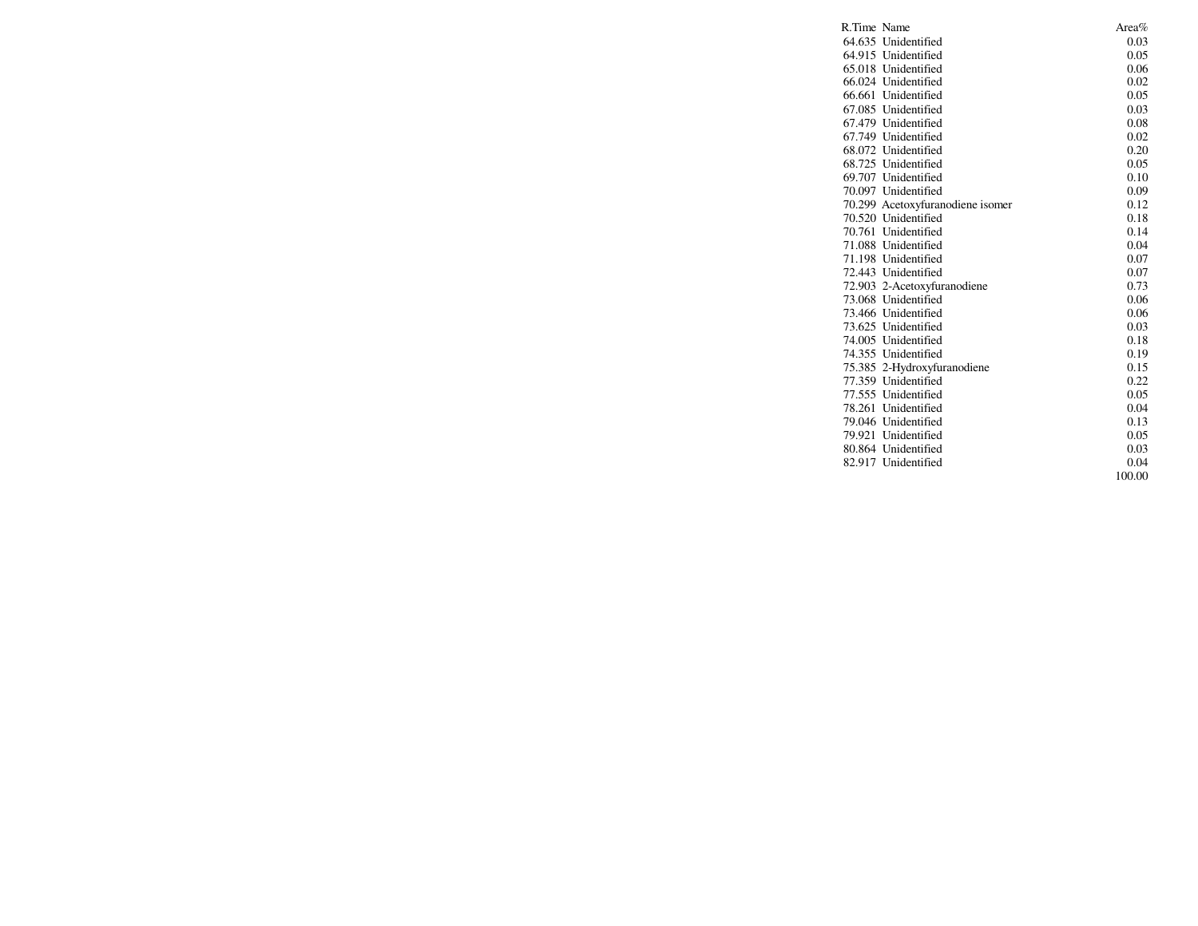| R.Time | Name | Area% |
|---|---|---|
| 64.635 | Unidentified | 0.03 |
| 64.915 | Unidentified | 0.05 |
| 65.018 | Unidentified | 0.06 |
| 66.024 | Unidentified | 0.02 |
| 66.661 | Unidentified | 0.05 |
| 67.085 | Unidentified | 0.03 |
| 67.479 | Unidentified | 0.08 |
| 67.749 | Unidentified | 0.02 |
| 68.072 | Unidentified | 0.20 |
| 68.725 | Unidentified | 0.05 |
| 69.707 | Unidentified | 0.10 |
| 70.097 | Unidentified | 0.09 |
| 70.299 | Acetoxyfuranodiene isomer | 0.12 |
| 70.520 | Unidentified | 0.18 |
| 70.761 | Unidentified | 0.14 |
| 71.088 | Unidentified | 0.04 |
| 71.198 | Unidentified | 0.07 |
| 72.443 | Unidentified | 0.07 |
| 72.903 | 2-Acetoxyfuranodiene | 0.73 |
| 73.068 | Unidentified | 0.06 |
| 73.466 | Unidentified | 0.06 |
| 73.625 | Unidentified | 0.03 |
| 74.005 | Unidentified | 0.18 |
| 74.355 | Unidentified | 0.19 |
| 75.385 | 2-Hydroxyfuranodiene | 0.15 |
| 77.359 | Unidentified | 0.22 |
| 77.555 | Unidentified | 0.05 |
| 78.261 | Unidentified | 0.04 |
| 79.046 | Unidentified | 0.13 |
| 79.921 | Unidentified | 0.05 |
| 80.864 | Unidentified | 0.03 |
| 82.917 | Unidentified | 0.04 |
| | | 100.00 |